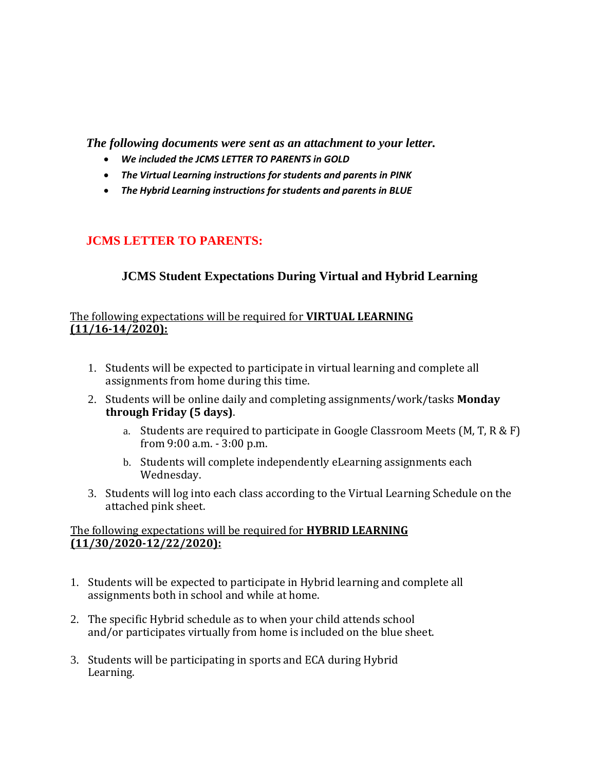***The following documents were sent as an attachment to your letter.***

- ***We included the JCMS LETTER TO PARENTS in GOLD***
- ***The Virtual Learning instructions for students and parents in PINK***
- ***The Hybrid Learning instructions for students and parents in BLUE***

## JCMS LETTER TO PARENTS:

### JCMS Student Expectations During Virtual and Hybrid Learning

The following expectations will be required for **VIRTUAL LEARNING (11/16-14/2020):**

1. Students will be expected to participate in virtual learning and complete all assignments from home during this time.
2. Students will be online daily and completing assignments/work/tasks **Monday through Friday (5 days)**.
   a. Students are required to participate in Google Classroom Meets (M, T, R & F) from 9:00 a.m. - 3:00 p.m.
   b. Students will complete independently eLearning assignments each Wednesday.
3. Students will log into each class according to the Virtual Learning Schedule on the attached pink sheet.

The following expectations will be required for **HYBRID LEARNING (11/30/2020-12/22/2020):**

1. Students will be expected to participate in Hybrid learning and complete all assignments both in school and while at home.
2. The specific Hybrid schedule as to when your child attends school and/or participates virtually from home is included on the blue sheet.
3. Students will be participating in sports and ECA during Hybrid Learning.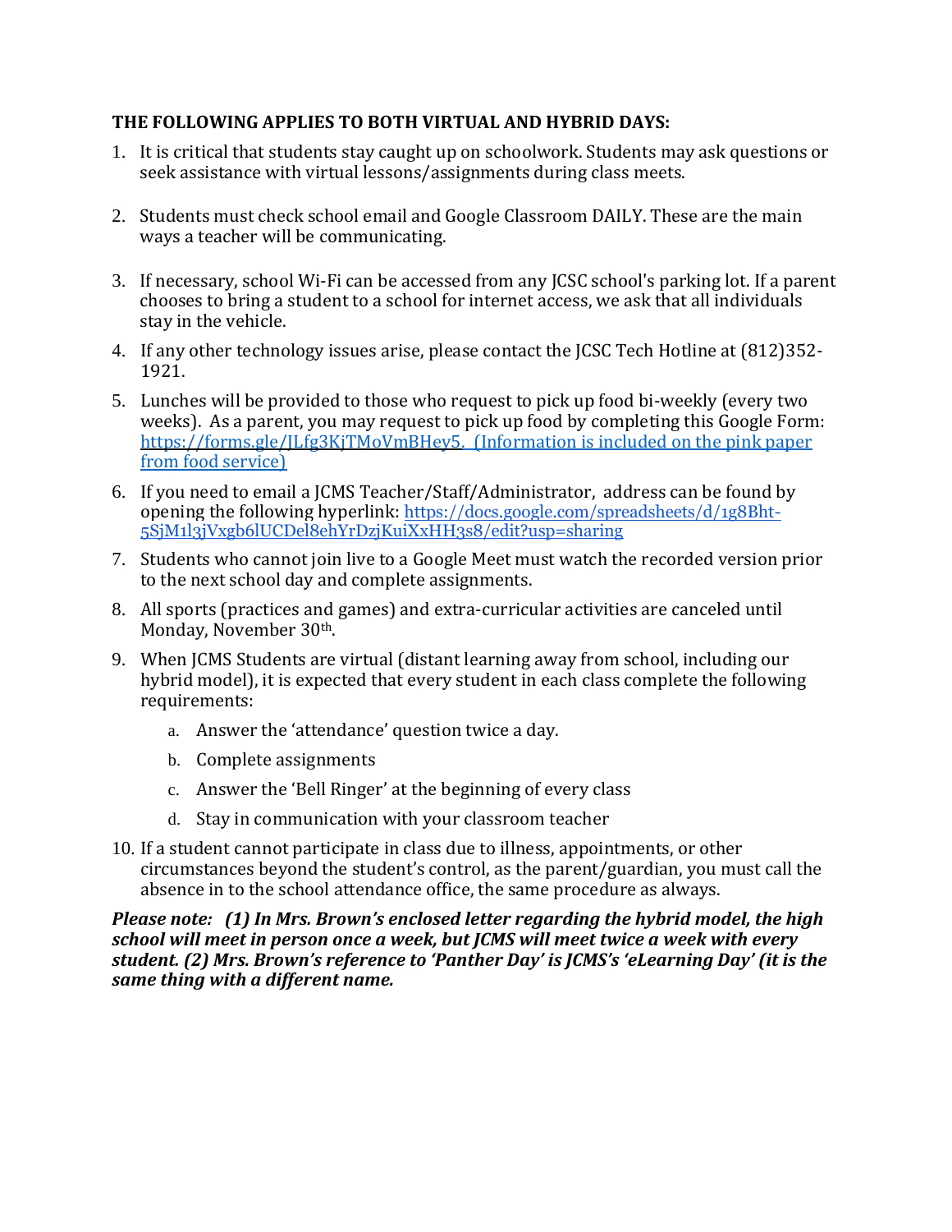**THE FOLLOWING APPLIES TO BOTH VIRTUAL AND HYBRID DAYS:**

1. It is critical that students stay caught up on schoolwork. Students may ask questions or seek assistance with virtual lessons/assignments during class meets.

2. Students must check school email and Google Classroom DAILY. These are the main ways a teacher will be communicating.

3. If necessary, school Wi-Fi can be accessed from any JCSC school's parking lot. If a parent chooses to bring a student to a school for internet access, we ask that all individuals stay in the vehicle.

4. If any other technology issues arise, please contact the JCSC Tech Hotline at (812)352-1921.

5. Lunches will be provided to those who request to pick up food bi-weekly (every two weeks). As a parent, you may request to pick up food by completing this Google Form: https://forms.gle/JLfg3KjTMoVmBHey5. (Information is included on the pink paper from food service)

6. If you need to email a JCMS Teacher/Staff/Administrator, address can be found by opening the following hyperlink: https://docs.google.com/spreadsheets/d/1g8Bht-5SjM1l3jVxgb6lUCDel8ehYrDzjKuiXxHH3s8/edit?usp=sharing

7. Students who cannot join live to a Google Meet must watch the recorded version prior to the next school day and complete assignments.

8. All sports (practices and games) and extra-curricular activities are canceled until Monday, November 30th.

9. When JCMS Students are virtual (distant learning away from school, including our hybrid model), it is expected that every student in each class complete the following requirements:
   a. Answer the 'attendance' question twice a day.
   b. Complete assignments
   c. Answer the 'Bell Ringer' at the beginning of every class
   d. Stay in communication with your classroom teacher

10. If a student cannot participate in class due to illness, appointments, or other circumstances beyond the student's control, as the parent/guardian, you must call the absence in to the school attendance office, the same procedure as always.

***Please note: (1) In Mrs. Brown's enclosed letter regarding the hybrid model, the high school will meet in person once a week, but JCMS will meet twice a week with every student. (2) Mrs. Brown's reference to 'Panther Day' is JCMS's 'eLearning Day' (it is the same thing with a different name.***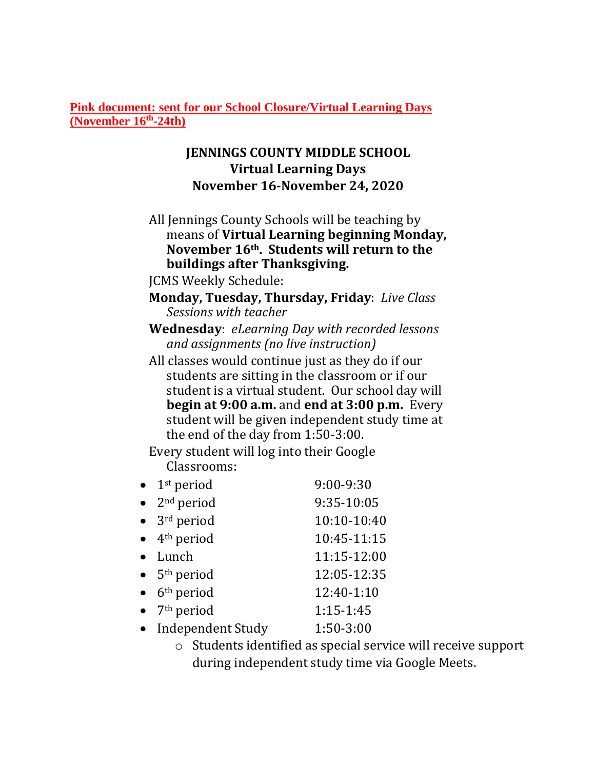**Pink document: sent for our School Closure/Virtual Learning Days (November 16th-24th)**

# JENNINGS COUNTY MIDDLE SCHOOL
## Virtual Learning Days
## November 16-November 24, 2020

All Jennings County Schools will be teaching by means of **Virtual Learning beginning Monday, November 16th. Students will return to the buildings after Thanksgiving.**

JCMS Weekly Schedule:

**Monday, Tuesday, Thursday, Friday**: *Live Class Sessions with teacher*

**Wednesday**: *eLearning Day with recorded lessons and assignments (no live instruction)*

All classes would continue just as they do if our students are sitting in the classroom or if our student is a virtual student. Our school day will **begin at 9:00 a.m.** and **end at 3:00 p.m.** Every student will be given independent study time at the end of the day from 1:50-3:00.

Every student will log into their Google Classrooms:

- 1st period 9:00-9:30
- 2nd period 9:35-10:05
- 3rd period 10:10-10:40
- 4th period 10:45-11:15
- Lunch 11:15-12:00
- 5th period 12:05-12:35
- 6th period 12:40-1:10
- 7th period 1:15-1:45
- Independent Study 1:50-3:00
  - Students identified as special service will receive support during independent study time via Google Meets.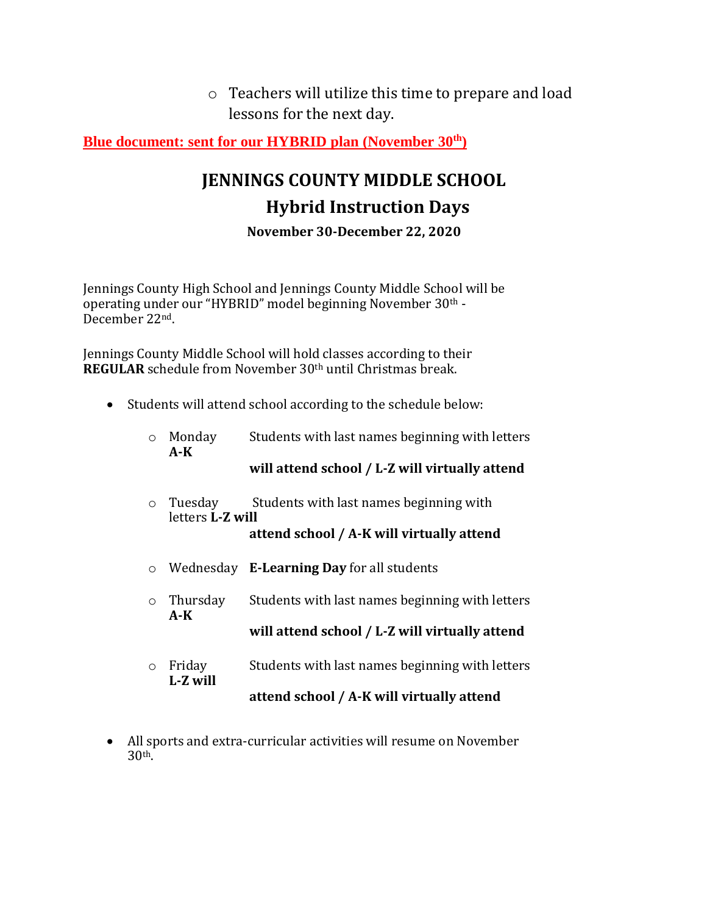- Teachers will utilize this time to prepare and load lessons for the next day.

**Blue document: sent for our HYBRID plan (November 30th)**

# JENNINGS COUNTY MIDDLE SCHOOL

## Hybrid Instruction Days

### November 30-December 22, 2020

Jennings County High School and Jennings County Middle School will be operating under our "HYBRID" model beginning November 30th - December 22nd.

Jennings County Middle School will hold classes according to their **REGULAR** schedule from November 30th until Christmas break.

- Students will attend school according to the schedule below:
  - Monday Students with last names beginning with letters **A-K will attend school / L-Z will virtually attend**
  - Tuesday Students with last names beginning with letters **L-Z will attend school / A-K will virtually attend**
  - Wednesday **E-Learning Day** for all students
  - Thursday Students with last names beginning with letters **A-K will attend school / L-Z will virtually attend**
  - Friday Students with last names beginning with letters **L-Z will attend school / A-K will virtually attend**
- All sports and extra-curricular activities will resume on November 30th.